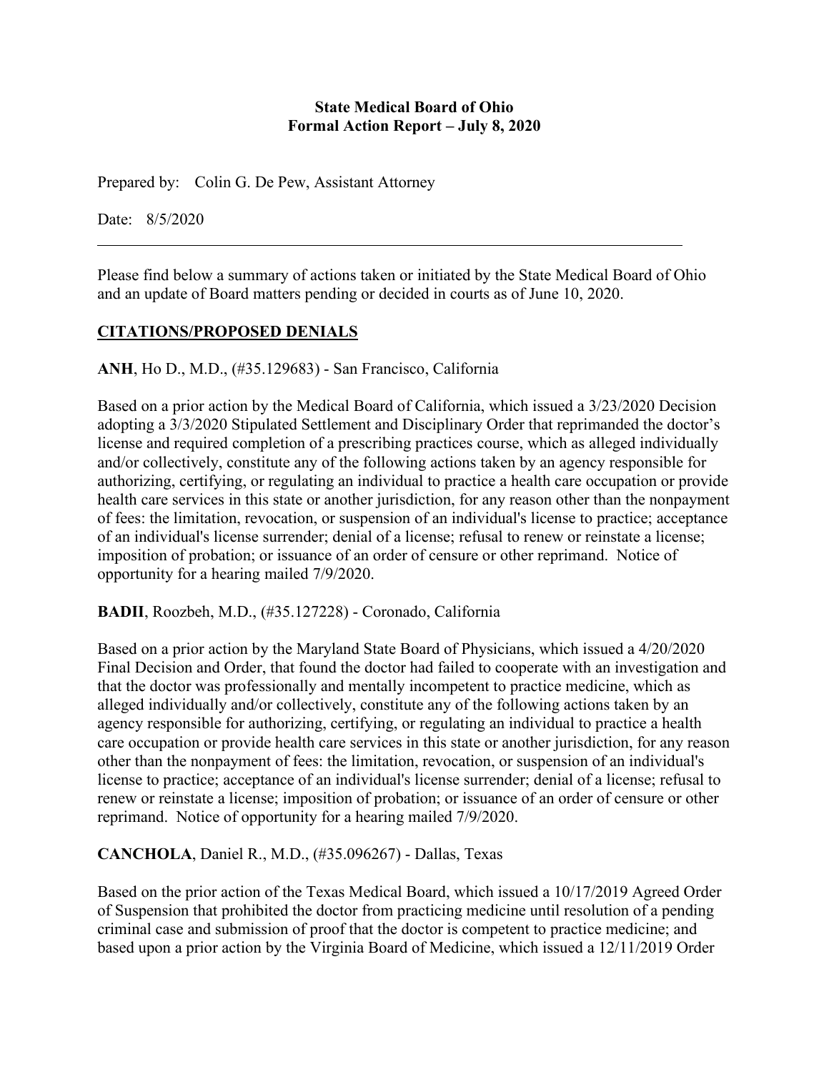**State Medical Board of Ohio**
**Formal Action Report – July 8, 2020**

Prepared by: Colin G. De Pew, Assistant Attorney

Date: 8/5/2020

---

Please find below a summary of actions taken or initiated by the State Medical Board of Ohio and an update of Board matters pending or decided in courts as of June 10, 2020.

## CITATIONS/PROPOSED DENIALS

**ANH**, Ho D., M.D., (#35.129683) - San Francisco, California

Based on a prior action by the Medical Board of California, which issued a 3/23/2020 Decision adopting a 3/3/2020 Stipulated Settlement and Disciplinary Order that reprimanded the doctor's license and required completion of a prescribing practices course, which as alleged individually and/or collectively, constitute any of the following actions taken by an agency responsible for authorizing, certifying, or regulating an individual to practice a health care occupation or provide health care services in this state or another jurisdiction, for any reason other than the nonpayment of fees: the limitation, revocation, or suspension of an individual's license to practice; acceptance of an individual's license surrender; denial of a license; refusal to renew or reinstate a license; imposition of probation; or issuance of an order of censure or other reprimand. Notice of opportunity for a hearing mailed 7/9/2020.

**BADII**, Roozbeh, M.D., (#35.127228) - Coronado, California

Based on a prior action by the Maryland State Board of Physicians, which issued a 4/20/2020 Final Decision and Order, that found the doctor had failed to cooperate with an investigation and that the doctor was professionally and mentally incompetent to practice medicine, which as alleged individually and/or collectively, constitute any of the following actions taken by an agency responsible for authorizing, certifying, or regulating an individual to practice a health care occupation or provide health care services in this state or another jurisdiction, for any reason other than the nonpayment of fees: the limitation, revocation, or suspension of an individual's license to practice; acceptance of an individual's license surrender; denial of a license; refusal to renew or reinstate a license; imposition of probation; or issuance of an order of censure or other reprimand. Notice of opportunity for a hearing mailed 7/9/2020.

**CANCHOLA**, Daniel R., M.D., (#35.096267) - Dallas, Texas

Based on the prior action of the Texas Medical Board, which issued a 10/17/2019 Agreed Order of Suspension that prohibited the doctor from practicing medicine until resolution of a pending criminal case and submission of proof that the doctor is competent to practice medicine; and based upon a prior action by the Virginia Board of Medicine, which issued a 12/11/2019 Order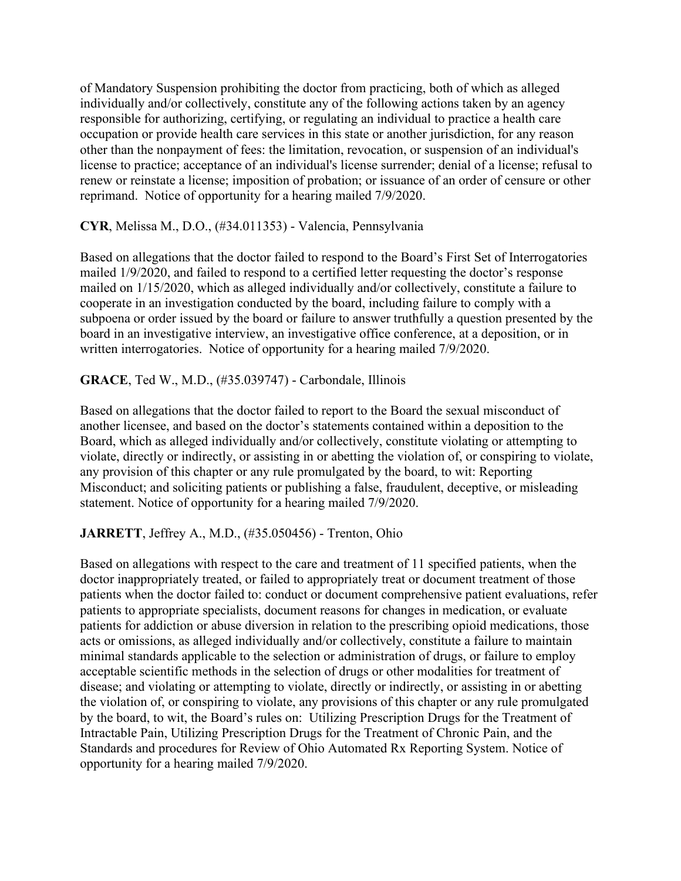of Mandatory Suspension prohibiting the doctor from practicing, both of which as alleged individually and/or collectively, constitute any of the following actions taken by an agency responsible for authorizing, certifying, or regulating an individual to practice a health care occupation or provide health care services in this state or another jurisdiction, for any reason other than the nonpayment of fees: the limitation, revocation, or suspension of an individual's license to practice; acceptance of an individual's license surrender; denial of a license; refusal to renew or reinstate a license; imposition of probation; or issuance of an order of censure or other reprimand. Notice of opportunity for a hearing mailed 7/9/2020.

**CYR**, Melissa M., D.O., (#34.011353) - Valencia, Pennsylvania

Based on allegations that the doctor failed to respond to the Board's First Set of Interrogatories mailed 1/9/2020, and failed to respond to a certified letter requesting the doctor's response mailed on 1/15/2020, which as alleged individually and/or collectively, constitute a failure to cooperate in an investigation conducted by the board, including failure to comply with a subpoena or order issued by the board or failure to answer truthfully a question presented by the board in an investigative interview, an investigative office conference, at a deposition, or in written interrogatories. Notice of opportunity for a hearing mailed 7/9/2020.

**GRACE**, Ted W., M.D., (#35.039747) - Carbondale, Illinois

Based on allegations that the doctor failed to report to the Board the sexual misconduct of another licensee, and based on the doctor's statements contained within a deposition to the Board, which as alleged individually and/or collectively, constitute violating or attempting to violate, directly or indirectly, or assisting in or abetting the violation of, or conspiring to violate, any provision of this chapter or any rule promulgated by the board, to wit: Reporting Misconduct; and soliciting patients or publishing a false, fraudulent, deceptive, or misleading statement. Notice of opportunity for a hearing mailed 7/9/2020.

**JARRETT**, Jeffrey A., M.D., (#35.050456) - Trenton, Ohio

Based on allegations with respect to the care and treatment of 11 specified patients, when the doctor inappropriately treated, or failed to appropriately treat or document treatment of those patients when the doctor failed to: conduct or document comprehensive patient evaluations, refer patients to appropriate specialists, document reasons for changes in medication, or evaluate patients for addiction or abuse diversion in relation to the prescribing opioid medications, those acts or omissions, as alleged individually and/or collectively, constitute a failure to maintain minimal standards applicable to the selection or administration of drugs, or failure to employ acceptable scientific methods in the selection of drugs or other modalities for treatment of disease; and violating or attempting to violate, directly or indirectly, or assisting in or abetting the violation of, or conspiring to violate, any provisions of this chapter or any rule promulgated by the board, to wit, the Board's rules on: Utilizing Prescription Drugs for the Treatment of Intractable Pain, Utilizing Prescription Drugs for the Treatment of Chronic Pain, and the Standards and procedures for Review of Ohio Automated Rx Reporting System. Notice of opportunity for a hearing mailed 7/9/2020.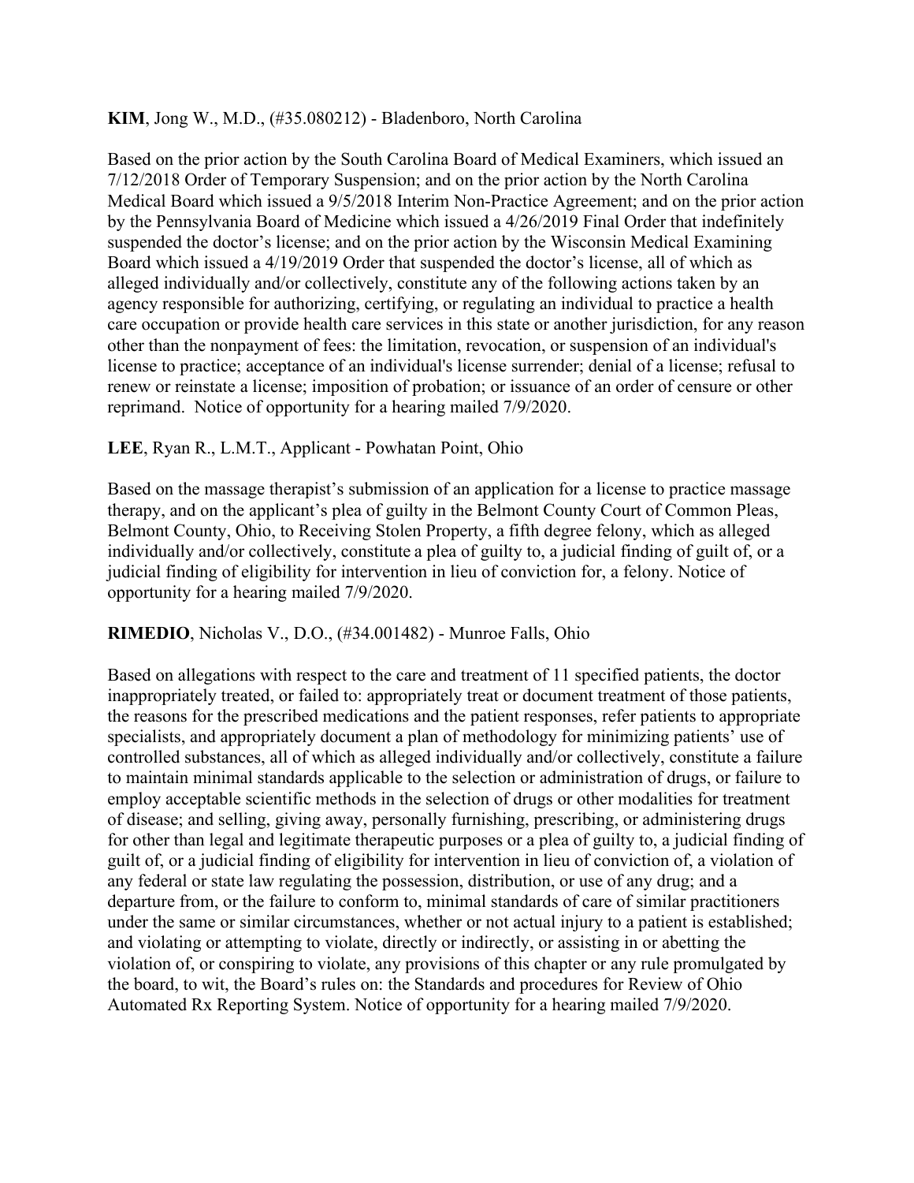**KIM**, Jong W., M.D., (#35.080212) - Bladenboro, North Carolina

Based on the prior action by the South Carolina Board of Medical Examiners, which issued an 7/12/2018 Order of Temporary Suspension; and on the prior action by the North Carolina Medical Board which issued a 9/5/2018 Interim Non-Practice Agreement; and on the prior action by the Pennsylvania Board of Medicine which issued a 4/26/2019 Final Order that indefinitely suspended the doctor's license; and on the prior action by the Wisconsin Medical Examining Board which issued a 4/19/2019 Order that suspended the doctor's license, all of which as alleged individually and/or collectively, constitute any of the following actions taken by an agency responsible for authorizing, certifying, or regulating an individual to practice a health care occupation or provide health care services in this state or another jurisdiction, for any reason other than the nonpayment of fees: the limitation, revocation, or suspension of an individual's license to practice; acceptance of an individual's license surrender; denial of a license; refusal to renew or reinstate a license; imposition of probation; or issuance of an order of censure or other reprimand. Notice of opportunity for a hearing mailed 7/9/2020.

**LEE**, Ryan R., L.M.T., Applicant - Powhatan Point, Ohio

Based on the massage therapist's submission of an application for a license to practice massage therapy, and on the applicant's plea of guilty in the Belmont County Court of Common Pleas, Belmont County, Ohio, to Receiving Stolen Property, a fifth degree felony, which as alleged individually and/or collectively, constitute a plea of guilty to, a judicial finding of guilt of, or a judicial finding of eligibility for intervention in lieu of conviction for, a felony. Notice of opportunity for a hearing mailed 7/9/2020.

**RIMEDIO**, Nicholas V., D.O., (#34.001482) - Munroe Falls, Ohio

Based on allegations with respect to the care and treatment of 11 specified patients, the doctor inappropriately treated, or failed to: appropriately treat or document treatment of those patients, the reasons for the prescribed medications and the patient responses, refer patients to appropriate specialists, and appropriately document a plan of methodology for minimizing patients' use of controlled substances, all of which as alleged individually and/or collectively, constitute a failure to maintain minimal standards applicable to the selection or administration of drugs, or failure to employ acceptable scientific methods in the selection of drugs or other modalities for treatment of disease; and selling, giving away, personally furnishing, prescribing, or administering drugs for other than legal and legitimate therapeutic purposes or a plea of guilty to, a judicial finding of guilt of, or a judicial finding of eligibility for intervention in lieu of conviction of, a violation of any federal or state law regulating the possession, distribution, or use of any drug; and a departure from, or the failure to conform to, minimal standards of care of similar practitioners under the same or similar circumstances, whether or not actual injury to a patient is established; and violating or attempting to violate, directly or indirectly, or assisting in or abetting the violation of, or conspiring to violate, any provisions of this chapter or any rule promulgated by the board, to wit, the Board's rules on: the Standards and procedures for Review of Ohio Automated Rx Reporting System. Notice of opportunity for a hearing mailed 7/9/2020.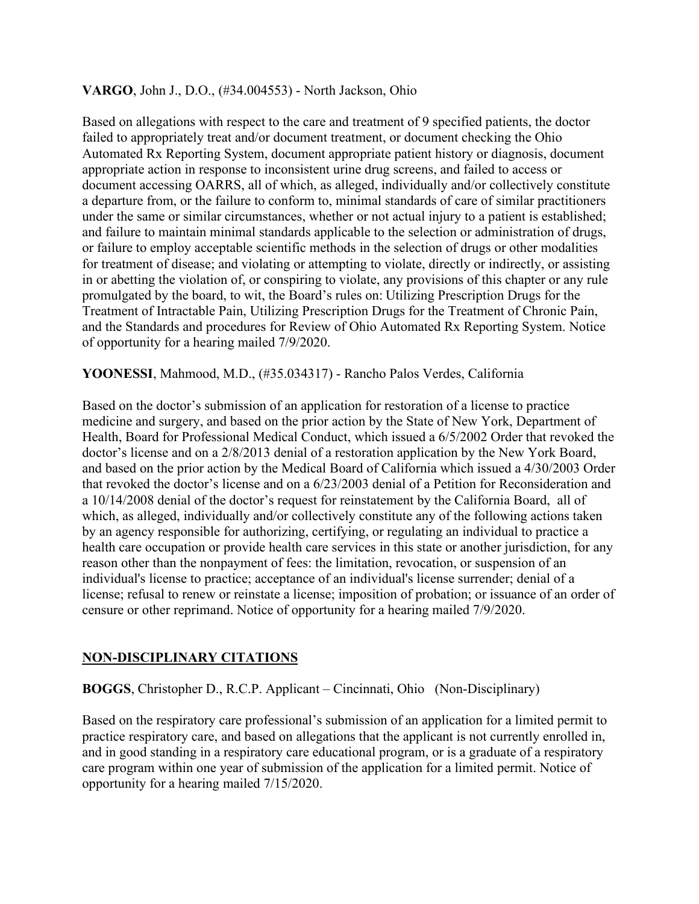**VARGO**, John J., D.O., (#34.004553) - North Jackson, Ohio

Based on allegations with respect to the care and treatment of 9 specified patients, the doctor failed to appropriately treat and/or document treatment, or document checking the Ohio Automated Rx Reporting System, document appropriate patient history or diagnosis, document appropriate action in response to inconsistent urine drug screens, and failed to access or document accessing OARRS, all of which, as alleged, individually and/or collectively constitute a departure from, or the failure to conform to, minimal standards of care of similar practitioners under the same or similar circumstances, whether or not actual injury to a patient is established; and failure to maintain minimal standards applicable to the selection or administration of drugs, or failure to employ acceptable scientific methods in the selection of drugs or other modalities for treatment of disease; and violating or attempting to violate, directly or indirectly, or assisting in or abetting the violation of, or conspiring to violate, any provisions of this chapter or any rule promulgated by the board, to wit, the Board's rules on: Utilizing Prescription Drugs for the Treatment of Intractable Pain, Utilizing Prescription Drugs for the Treatment of Chronic Pain, and the Standards and procedures for Review of Ohio Automated Rx Reporting System. Notice of opportunity for a hearing mailed 7/9/2020.

**YOONESSI**, Mahmood, M.D., (#35.034317) - Rancho Palos Verdes, California

Based on the doctor's submission of an application for restoration of a license to practice medicine and surgery, and based on the prior action by the State of New York, Department of Health, Board for Professional Medical Conduct, which issued a 6/5/2002 Order that revoked the doctor's license and on a 2/8/2013 denial of a restoration application by the New York Board, and based on the prior action by the Medical Board of California which issued a 4/30/2003 Order that revoked the doctor's license and on a 6/23/2003 denial of a Petition for Reconsideration and a 10/14/2008 denial of the doctor's request for reinstatement by the California Board, all of which, as alleged, individually and/or collectively constitute any of the following actions taken by an agency responsible for authorizing, certifying, or regulating an individual to practice a health care occupation or provide health care services in this state or another jurisdiction, for any reason other than the nonpayment of fees: the limitation, revocation, or suspension of an individual's license to practice; acceptance of an individual's license surrender; denial of a license; refusal to renew or reinstate a license; imposition of probation; or issuance of an order of censure or other reprimand. Notice of opportunity for a hearing mailed 7/9/2020.

## NON-DISCIPLINARY CITATIONS

**BOGGS**, Christopher D., R.C.P. Applicant – Cincinnati, Ohio (Non-Disciplinary)

Based on the respiratory care professional's submission of an application for a limited permit to practice respiratory care, and based on allegations that the applicant is not currently enrolled in, and in good standing in a respiratory care educational program, or is a graduate of a respiratory care program within one year of submission of the application for a limited permit. Notice of opportunity for a hearing mailed 7/15/2020.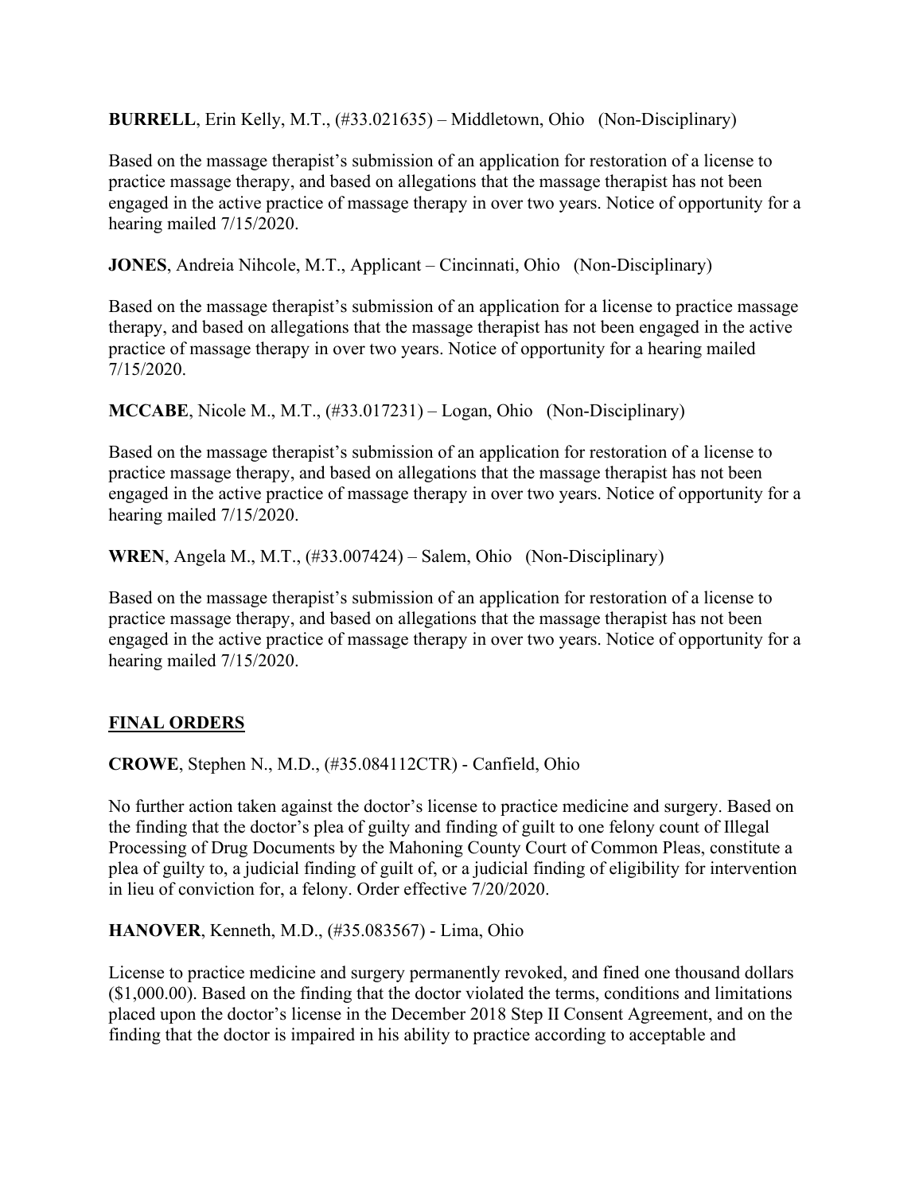**BURRELL**, Erin Kelly, M.T., (#33.021635) – Middletown, Ohio (Non-Disciplinary)

Based on the massage therapist's submission of an application for restoration of a license to practice massage therapy, and based on allegations that the massage therapist has not been engaged in the active practice of massage therapy in over two years. Notice of opportunity for a hearing mailed 7/15/2020.

**JONES**, Andreia Nihcole, M.T., Applicant – Cincinnati, Ohio (Non-Disciplinary)

Based on the massage therapist's submission of an application for a license to practice massage therapy, and based on allegations that the massage therapist has not been engaged in the active practice of massage therapy in over two years. Notice of opportunity for a hearing mailed 7/15/2020.

**MCCABE**, Nicole M., M.T., (#33.017231) – Logan, Ohio (Non-Disciplinary)

Based on the massage therapist's submission of an application for restoration of a license to practice massage therapy, and based on allegations that the massage therapist has not been engaged in the active practice of massage therapy in over two years. Notice of opportunity for a hearing mailed 7/15/2020.

**WREN**, Angela M., M.T., (#33.007424) – Salem, Ohio (Non-Disciplinary)

Based on the massage therapist's submission of an application for restoration of a license to practice massage therapy, and based on allegations that the massage therapist has not been engaged in the active practice of massage therapy in over two years. Notice of opportunity for a hearing mailed 7/15/2020.

## **FINAL ORDERS**

**CROWE**, Stephen N., M.D., (#35.084112CTR) - Canfield, Ohio

No further action taken against the doctor's license to practice medicine and surgery. Based on the finding that the doctor's plea of guilty and finding of guilt to one felony count of Illegal Processing of Drug Documents by the Mahoning County Court of Common Pleas, constitute a plea of guilty to, a judicial finding of guilt of, or a judicial finding of eligibility for intervention in lieu of conviction for, a felony. Order effective 7/20/2020.

**HANOVER**, Kenneth, M.D., (#35.083567) - Lima, Ohio

License to practice medicine and surgery permanently revoked, and fined one thousand dollars ($1,000.00). Based on the finding that the doctor violated the terms, conditions and limitations placed upon the doctor's license in the December 2018 Step II Consent Agreement, and on the finding that the doctor is impaired in his ability to practice according to acceptable and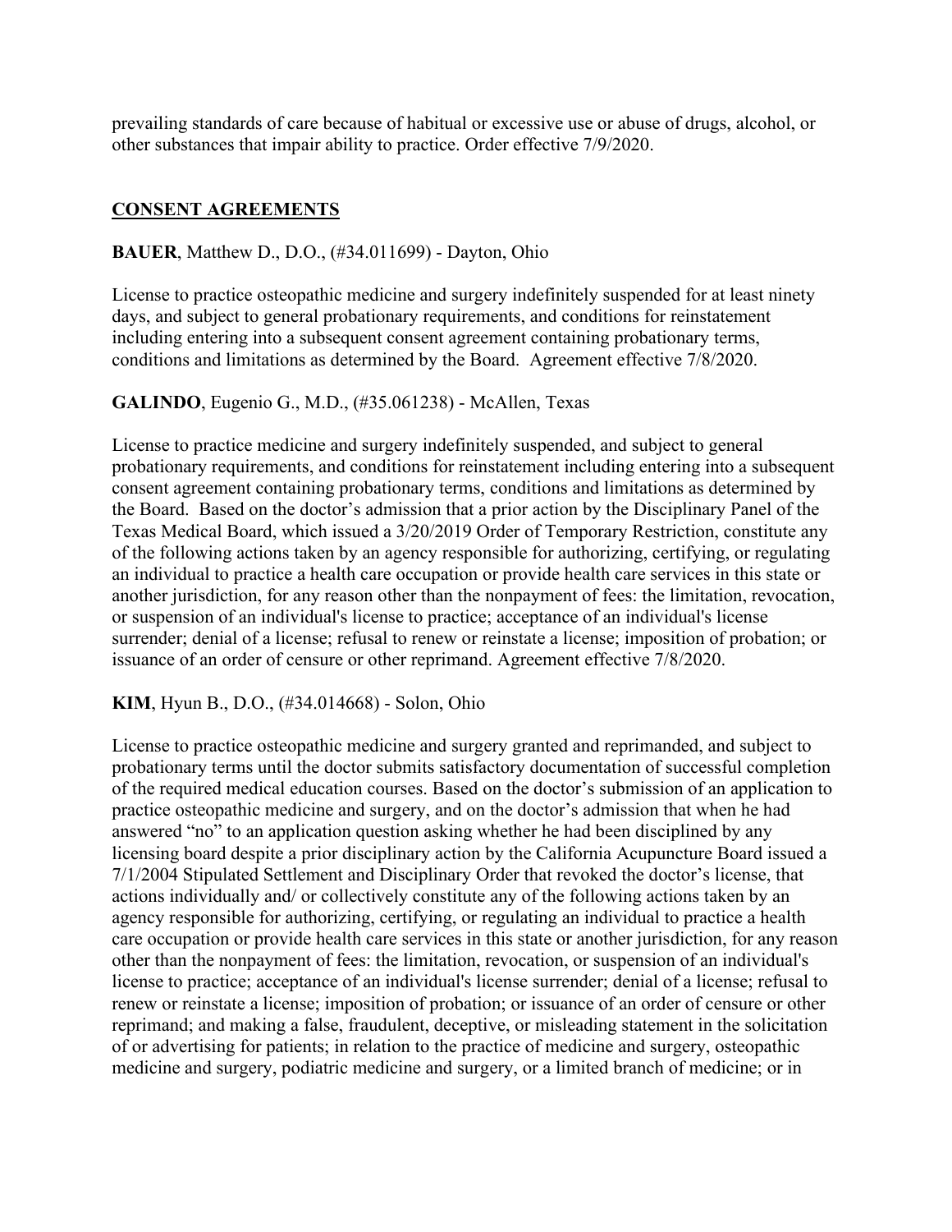prevailing standards of care because of habitual or excessive use or abuse of drugs, alcohol, or other substances that impair ability to practice. Order effective 7/9/2020.

## CONSENT AGREEMENTS

**BAUER**, Matthew D., D.O., (#34.011699) - Dayton, Ohio

License to practice osteopathic medicine and surgery indefinitely suspended for at least ninety days, and subject to general probationary requirements, and conditions for reinstatement including entering into a subsequent consent agreement containing probationary terms, conditions and limitations as determined by the Board. Agreement effective 7/8/2020.

**GALINDO**, Eugenio G., M.D., (#35.061238) - McAllen, Texas

License to practice medicine and surgery indefinitely suspended, and subject to general probationary requirements, and conditions for reinstatement including entering into a subsequent consent agreement containing probationary terms, conditions and limitations as determined by the Board. Based on the doctor's admission that a prior action by the Disciplinary Panel of the Texas Medical Board, which issued a 3/20/2019 Order of Temporary Restriction, constitute any of the following actions taken by an agency responsible for authorizing, certifying, or regulating an individual to practice a health care occupation or provide health care services in this state or another jurisdiction, for any reason other than the nonpayment of fees: the limitation, revocation, or suspension of an individual's license to practice; acceptance of an individual's license surrender; denial of a license; refusal to renew or reinstate a license; imposition of probation; or issuance of an order of censure or other reprimand. Agreement effective 7/8/2020.

**KIM**, Hyun B., D.O., (#34.014668) - Solon, Ohio

License to practice osteopathic medicine and surgery granted and reprimanded, and subject to probationary terms until the doctor submits satisfactory documentation of successful completion of the required medical education courses. Based on the doctor's submission of an application to practice osteopathic medicine and surgery, and on the doctor's admission that when he had answered "no" to an application question asking whether he had been disciplined by any licensing board despite a prior disciplinary action by the California Acupuncture Board issued a 7/1/2004 Stipulated Settlement and Disciplinary Order that revoked the doctor's license, that actions individually and/ or collectively constitute any of the following actions taken by an agency responsible for authorizing, certifying, or regulating an individual to practice a health care occupation or provide health care services in this state or another jurisdiction, for any reason other than the nonpayment of fees: the limitation, revocation, or suspension of an individual's license to practice; acceptance of an individual's license surrender; denial of a license; refusal to renew or reinstate a license; imposition of probation; or issuance of an order of censure or other reprimand; and making a false, fraudulent, deceptive, or misleading statement in the solicitation of or advertising for patients; in relation to the practice of medicine and surgery, osteopathic medicine and surgery, podiatric medicine and surgery, or a limited branch of medicine; or in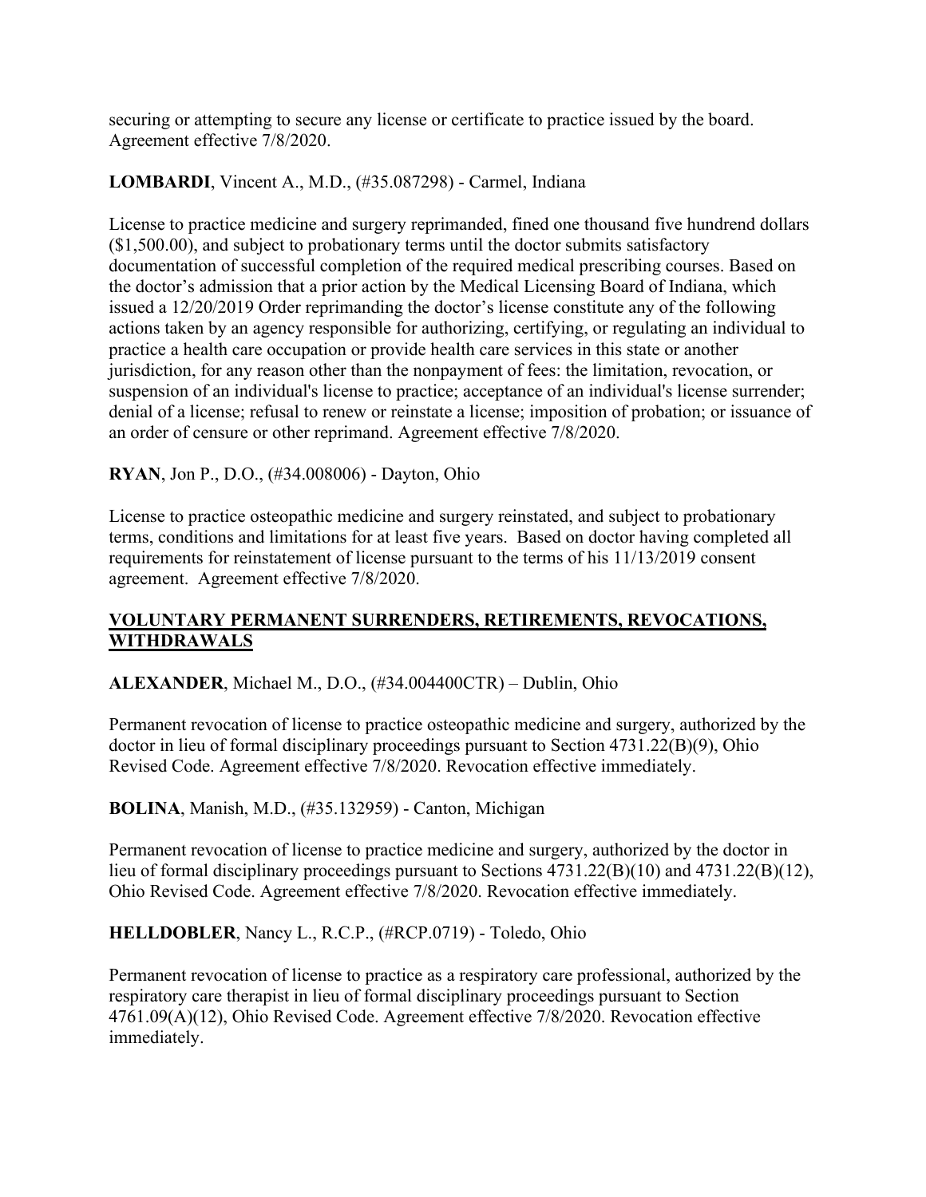securing or attempting to secure any license or certificate to practice issued by the board. Agreement effective 7/8/2020.

**LOMBARDI**, Vincent A., M.D., (#35.087298) - Carmel, Indiana

License to practice medicine and surgery reprimanded, fined one thousand five hundrend dollars ($1,500.00), and subject to probationary terms until the doctor submits satisfactory documentation of successful completion of the required medical prescribing courses. Based on the doctor's admission that a prior action by the Medical Licensing Board of Indiana, which issued a 12/20/2019 Order reprimanding the doctor's license constitute any of the following actions taken by an agency responsible for authorizing, certifying, or regulating an individual to practice a health care occupation or provide health care services in this state or another jurisdiction, for any reason other than the nonpayment of fees: the limitation, revocation, or suspension of an individual's license to practice; acceptance of an individual's license surrender; denial of a license; refusal to renew or reinstate a license; imposition of probation; or issuance of an order of censure or other reprimand. Agreement effective 7/8/2020.

**RYAN**, Jon P., D.O., (#34.008006) - Dayton, Ohio

License to practice osteopathic medicine and surgery reinstated, and subject to probationary terms, conditions and limitations for at least five years. Based on doctor having completed all requirements for reinstatement of license pursuant to the terms of his 11/13/2019 consent agreement. Agreement effective 7/8/2020.

## VOLUNTARY PERMANENT SURRENDERS, RETIREMENTS, REVOCATIONS, WITHDRAWALS

**ALEXANDER**, Michael M., D.O., (#34.004400CTR) – Dublin, Ohio

Permanent revocation of license to practice osteopathic medicine and surgery, authorized by the doctor in lieu of formal disciplinary proceedings pursuant to Section 4731.22(B)(9), Ohio Revised Code. Agreement effective 7/8/2020. Revocation effective immediately.

**BOLINA**, Manish, M.D., (#35.132959) - Canton, Michigan

Permanent revocation of license to practice medicine and surgery, authorized by the doctor in lieu of formal disciplinary proceedings pursuant to Sections 4731.22(B)(10) and 4731.22(B)(12), Ohio Revised Code. Agreement effective 7/8/2020. Revocation effective immediately.

**HELLDOBLER**, Nancy L., R.C.P., (#RCP.0719) - Toledo, Ohio

Permanent revocation of license to practice as a respiratory care professional, authorized by the respiratory care therapist in lieu of formal disciplinary proceedings pursuant to Section 4761.09(A)(12), Ohio Revised Code. Agreement effective 7/8/2020. Revocation effective immediately.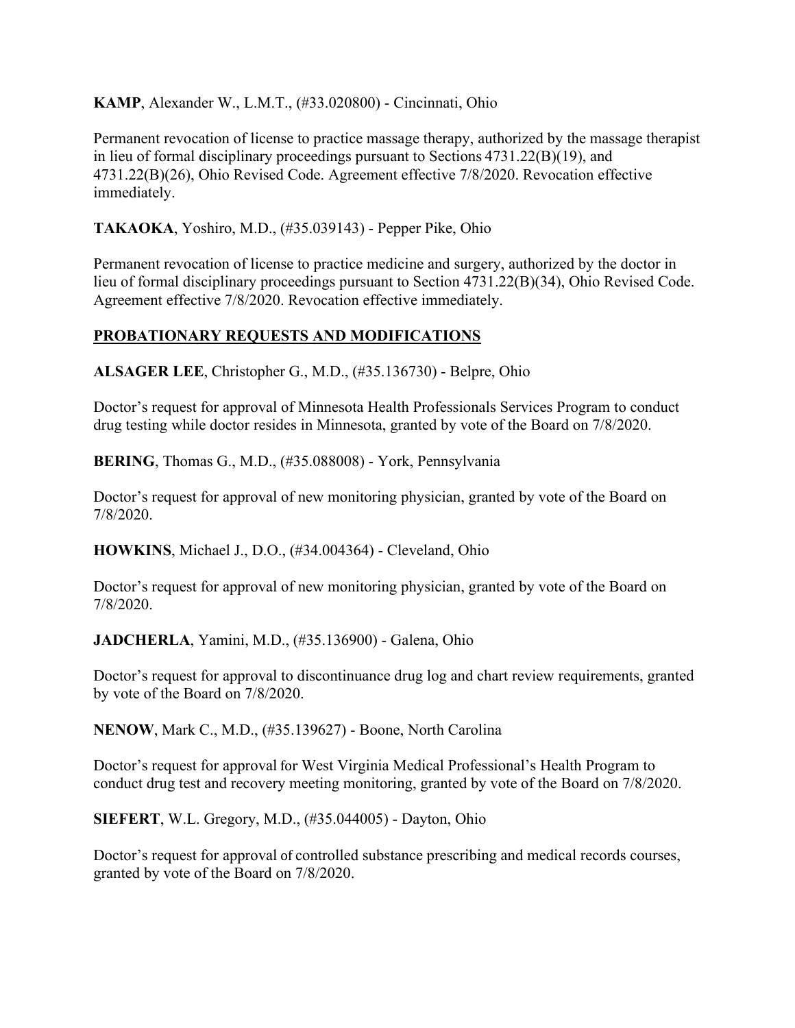**KAMP**, Alexander W., L.M.T., (#33.020800) - Cincinnati, Ohio

Permanent revocation of license to practice massage therapy, authorized by the massage therapist in lieu of formal disciplinary proceedings pursuant to Sections 4731.22(B)(19), and 4731.22(B)(26), Ohio Revised Code. Agreement effective 7/8/2020. Revocation effective immediately.

**TAKAOKA**, Yoshiro, M.D., (#35.039143) - Pepper Pike, Ohio

Permanent revocation of license to practice medicine and surgery, authorized by the doctor in lieu of formal disciplinary proceedings pursuant to Section 4731.22(B)(34), Ohio Revised Code. Agreement effective 7/8/2020. Revocation effective immediately.

## PROBATIONARY REQUESTS AND MODIFICATIONS

**ALSAGER LEE**, Christopher G., M.D., (#35.136730) - Belpre, Ohio

Doctor's request for approval of Minnesota Health Professionals Services Program to conduct drug testing while doctor resides in Minnesota, granted by vote of the Board on 7/8/2020.

**BERING**, Thomas G., M.D., (#35.088008) - York, Pennsylvania

Doctor's request for approval of new monitoring physician, granted by vote of the Board on 7/8/2020.

**HOWKINS**, Michael J., D.O., (#34.004364) - Cleveland, Ohio

Doctor's request for approval of new monitoring physician, granted by vote of the Board on 7/8/2020.

**JADCHERLA**, Yamini, M.D., (#35.136900) - Galena, Ohio

Doctor's request for approval to discontinuance drug log and chart review requirements, granted by vote of the Board on 7/8/2020.

**NENOW**, Mark C., M.D., (#35.139627) - Boone, North Carolina

Doctor's request for approval for West Virginia Medical Professional's Health Program to conduct drug test and recovery meeting monitoring, granted by vote of the Board on 7/8/2020.

**SIEFERT**, W.L. Gregory, M.D., (#35.044005) - Dayton, Ohio

Doctor's request for approval of controlled substance prescribing and medical records courses, granted by vote of the Board on 7/8/2020.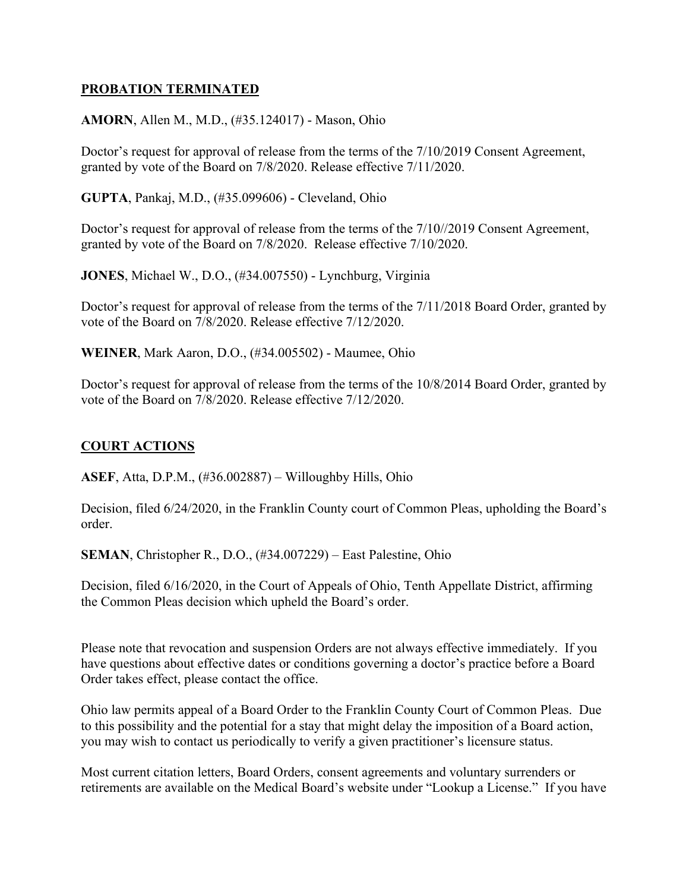## PROBATION TERMINATED

**AMORN**, Allen M., M.D., (#35.124017) - Mason, Ohio

Doctor's request for approval of release from the terms of the 7/10/2019 Consent Agreement, granted by vote of the Board on 7/8/2020. Release effective 7/11/2020.

**GUPTA**, Pankaj, M.D., (#35.099606) - Cleveland, Ohio

Doctor's request for approval of release from the terms of the 7/10//2019 Consent Agreement, granted by vote of the Board on 7/8/2020. Release effective 7/10/2020.

**JONES**, Michael W., D.O., (#34.007550) - Lynchburg, Virginia

Doctor's request for approval of release from the terms of the 7/11/2018 Board Order, granted by vote of the Board on 7/8/2020. Release effective 7/12/2020.

**WEINER**, Mark Aaron, D.O., (#34.005502) - Maumee, Ohio

Doctor's request for approval of release from the terms of the 10/8/2014 Board Order, granted by vote of the Board on 7/8/2020. Release effective 7/12/2020.

## COURT ACTIONS

**ASEF**, Atta, D.P.M., (#36.002887) – Willoughby Hills, Ohio

Decision, filed 6/24/2020, in the Franklin County court of Common Pleas, upholding the Board's order.

**SEMAN**, Christopher R., D.O., (#34.007229) – East Palestine, Ohio

Decision, filed 6/16/2020, in the Court of Appeals of Ohio, Tenth Appellate District, affirming the Common Pleas decision which upheld the Board's order.

Please note that revocation and suspension Orders are not always effective immediately. If you have questions about effective dates or conditions governing a doctor's practice before a Board Order takes effect, please contact the office.

Ohio law permits appeal of a Board Order to the Franklin County Court of Common Pleas. Due to this possibility and the potential for a stay that might delay the imposition of a Board action, you may wish to contact us periodically to verify a given practitioner's licensure status.

Most current citation letters, Board Orders, consent agreements and voluntary surrenders or retirements are available on the Medical Board's website under "Lookup a License." If you have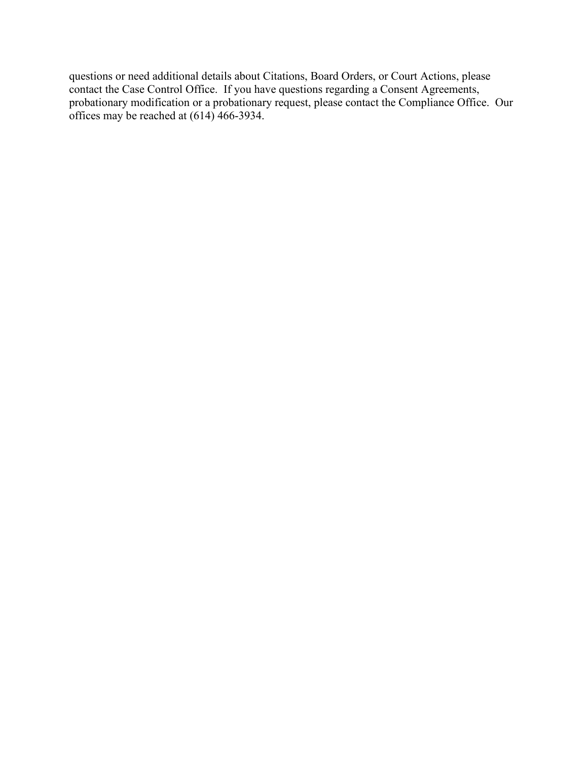questions or need additional details about Citations, Board Orders, or Court Actions, please contact the Case Control Office. If you have questions regarding a Consent Agreements, probationary modification or a probationary request, please contact the Compliance Office. Our offices may be reached at (614) 466-3934.